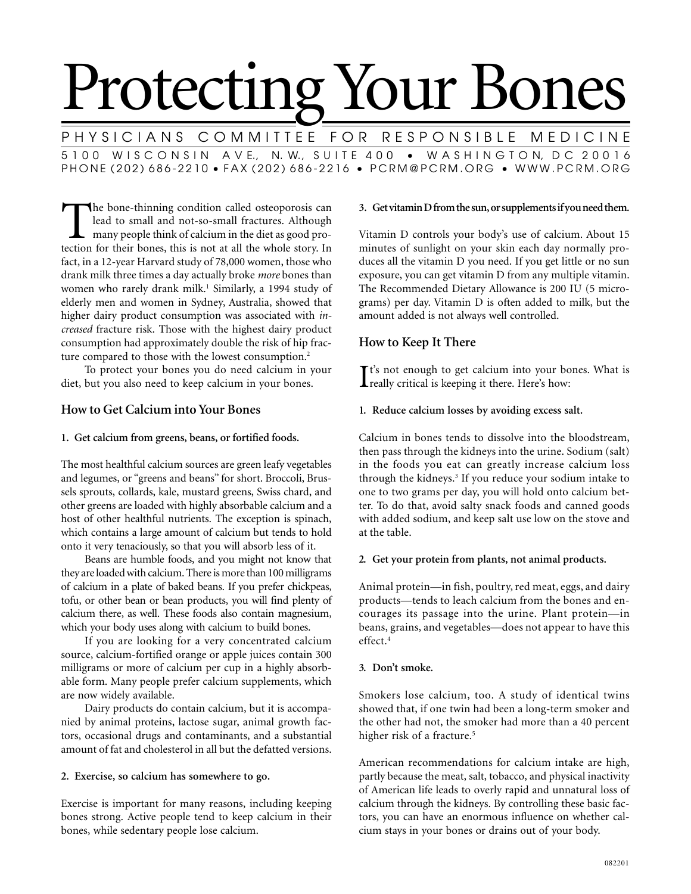# Protecting Your Bones

PHYSICIANS COMMITTEE FOR RESPONSIBLE MEDICINE

5100 WISCONSIN AVE., N.W., SUITE 400 • WASHINGTON, DC 20016
PHONE (202) 686-2210 • FAX (202) 686-2216 • PCRM@PCRM.ORG • WWW.PCRM.ORG

The bone-thinning condition called osteoporosis can lead to small and not-so-small fractures. Although many people think of calcium in the diet as good protection for their bones, this is not at all the whole story. In fact, in a 12-year Harvard study of 78,000 women, those who drank milk three times a day actually broke *more* bones than women who rarely drank milk.[1] Similarly, a 1994 study of elderly men and women in Sydney, Australia, showed that higher dairy product consumption was associated with *increased* fracture risk. Those with the highest dairy product consumption had approximately double the risk of hip fracture compared to those with the lowest consumption.[2]

To protect your bones you do need calcium in your diet, but you also need to keep calcium in your bones.

## How to Get Calcium into Your Bones

**1. Get calcium from greens, beans, or fortified foods.**

The most healthful calcium sources are green leafy vegetables and legumes, or "greens and beans" for short. Broccoli, Brussels sprouts, collards, kale, mustard greens, Swiss chard, and other greens are loaded with highly absorbable calcium and a host of other healthful nutrients. The exception is spinach, which contains a large amount of calcium but tends to hold onto it very tenaciously, so that you will absorb less of it.

Beans are humble foods, and you might not know that they are loaded with calcium. There is more than 100 milligrams of calcium in a plate of baked beans. If you prefer chickpeas, tofu, or other bean or bean products, you will find plenty of calcium there, as well. These foods also contain magnesium, which your body uses along with calcium to build bones.

If you are looking for a very concentrated calcium source, calcium-fortified orange or apple juices contain 300 milligrams or more of calcium per cup in a highly absorbable form. Many people prefer calcium supplements, which are now widely available.

Dairy products do contain calcium, but it is accompanied by animal proteins, lactose sugar, animal growth factors, occasional drugs and contaminants, and a substantial amount of fat and cholesterol in all but the defatted versions.

**2. Exercise, so calcium has somewhere to go.**

Exercise is important for many reasons, including keeping bones strong. Active people tend to keep calcium in their bones, while sedentary people lose calcium.

**3. Get vitamin D from the sun, or supplements if you need them.**

Vitamin D controls your body's use of calcium. About 15 minutes of sunlight on your skin each day normally produces all the vitamin D you need. If you get little or no sun exposure, you can get vitamin D from any multiple vitamin. The Recommended Dietary Allowance is 200 IU (5 micrograms) per day. Vitamin D is often added to milk, but the amount added is not always well controlled.

## How to Keep It There

It's not enough to get calcium into your bones. What is really critical is keeping it there. Here's how:

**1. Reduce calcium losses by avoiding excess salt.**

Calcium in bones tends to dissolve into the bloodstream, then pass through the kidneys into the urine. Sodium (salt) in the foods you eat can greatly increase calcium loss through the kidneys.[3] If you reduce your sodium intake to one to two grams per day, you will hold onto calcium better. To do that, avoid salty snack foods and canned goods with added sodium, and keep salt use low on the stove and at the table.

**2. Get your protein from plants, not animal products.**

Animal protein—in fish, poultry, red meat, eggs, and dairy products—tends to leach calcium from the bones and encourages its passage into the urine. Plant protein—in beans, grains, and vegetables—does not appear to have this effect.[4]

**3. Don't smoke.**

Smokers lose calcium, too. A study of identical twins showed that, if one twin had been a long-term smoker and the other had not, the smoker had more than a 40 percent higher risk of a fracture.[5]

American recommendations for calcium intake are high, partly because the meat, salt, tobacco, and physical inactivity of American life leads to overly rapid and unnatural loss of calcium through the kidneys. By controlling these basic factors, you can have an enormous influence on whether calcium stays in your bones or drains out of your body.

082201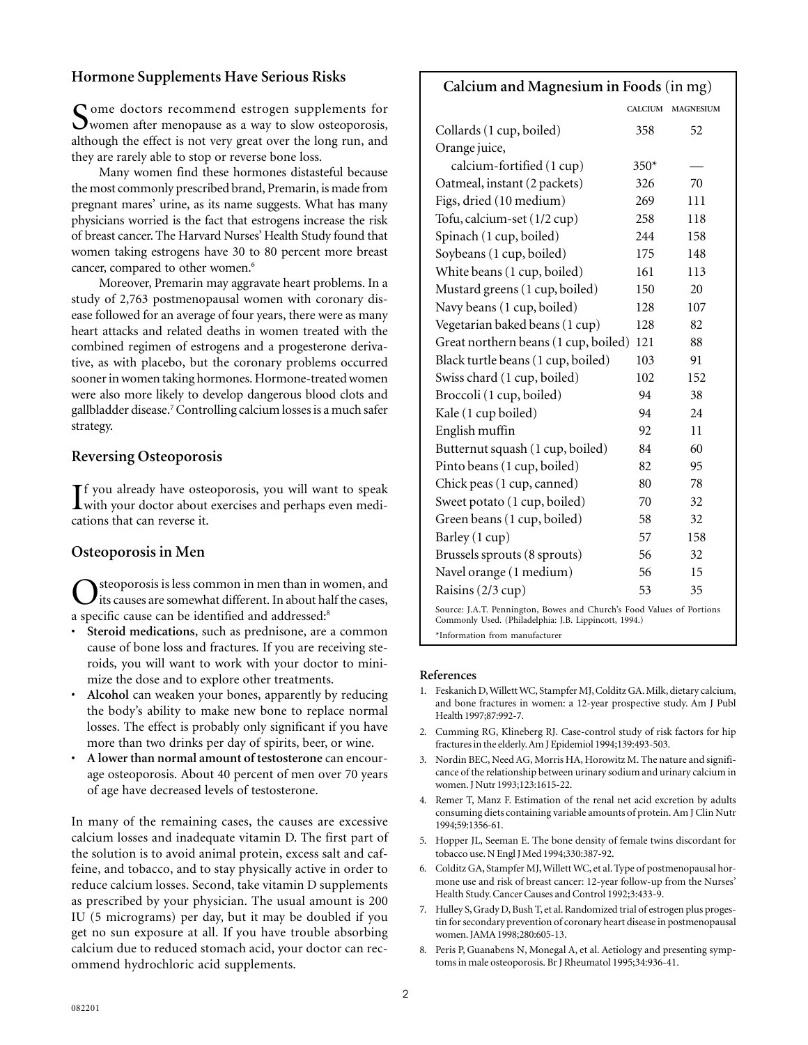## Hormone Supplements Have Serious Risks

Some doctors recommend estrogen supplements for women after menopause as a way to slow osteoporosis, although the effect is not very great over the long run, and they are rarely able to stop or reverse bone loss.

Many women find these hormones distasteful because the most commonly prescribed brand, Premarin, is made from pregnant mares' urine, as its name suggests. What has many physicians worried is the fact that estrogens increase the risk of breast cancer. The Harvard Nurses' Health Study found that women taking estrogens have 30 to 80 percent more breast cancer, compared to other women.[6]

Moreover, Premarin may aggravate heart problems. In a study of 2,763 postmenopausal women with coronary disease followed for an average of four years, there were as many heart attacks and related deaths in women treated with the combined regimen of estrogens and a progesterone derivative, as with placebo, but the coronary problems occurred sooner in women taking hormones. Hormone-treated women were also more likely to develop dangerous blood clots and gallbladder disease.[7] Controlling calcium losses is a much safer strategy.

## Reversing Osteoporosis

If you already have osteoporosis, you will want to speak with your doctor about exercises and perhaps even medications that can reverse it.

## Osteoporosis in Men

Osteoporosis is less common in men than in women, and its causes are somewhat different. In about half the cases, a specific cause can be identified and addressed:[8]

- **Steroid medications**, such as prednisone, are a common cause of bone loss and fractures. If you are receiving steroids, you will want to work with your doctor to minimize the dose and to explore other treatments.
- **Alcohol** can weaken your bones, apparently by reducing the body's ability to make new bone to replace normal losses. The effect is probably only significant if you have more than two drinks per day of spirits, beer, or wine.
- **A lower than normal amount of testosterone** can encourage osteoporosis. About 40 percent of men over 70 years of age have decreased levels of testosterone.

In many of the remaining cases, the causes are excessive calcium losses and inadequate vitamin D. The first part of the solution is to avoid animal protein, excess salt and caffeine, and tobacco, and to stay physically active in order to reduce calcium losses. Second, take vitamin D supplements as prescribed by your physician. The usual amount is 200 IU (5 micrograms) per day, but it may be doubled if you get no sun exposure at all. If you have trouble absorbing calcium due to reduced stomach acid, your doctor can recommend hydrochloric acid supplements.

### Calcium and Magnesium in Foods (in mg)

| | CALCIUM | MAGNESIUM |
|---|---|---|
| Collards (1 cup, boiled) | 358 | 52 |
| Orange juice, calcium-fortified (1 cup) | 350* | — |
| Oatmeal, instant (2 packets) | 326 | 70 |
| Figs, dried (10 medium) | 269 | 111 |
| Tofu, calcium-set (1/2 cup) | 258 | 118 |
| Spinach (1 cup, boiled) | 244 | 158 |
| Soybeans (1 cup, boiled) | 175 | 148 |
| White beans (1 cup, boiled) | 161 | 113 |
| Mustard greens (1 cup, boiled) | 150 | 20 |
| Navy beans (1 cup, boiled) | 128 | 107 |
| Vegetarian baked beans (1 cup) | 128 | 82 |
| Great northern beans (1 cup, boiled) | 121 | 88 |
| Black turtle beans (1 cup, boiled) | 103 | 91 |
| Swiss chard (1 cup, boiled) | 102 | 152 |
| Broccoli (1 cup, boiled) | 94 | 38 |
| Kale (1 cup boiled) | 94 | 24 |
| English muffin | 92 | 11 |
| Butternut squash (1 cup, boiled) | 84 | 60 |
| Pinto beans (1 cup, boiled) | 82 | 95 |
| Chick peas (1 cup, canned) | 80 | 78 |
| Sweet potato (1 cup, boiled) | 70 | 32 |
| Green beans (1 cup, boiled) | 58 | 32 |
| Barley (1 cup) | 57 | 158 |
| Brussels sprouts (8 sprouts) | 56 | 32 |
| Navel orange (1 medium) | 56 | 15 |
| Raisins (2/3 cup) | 53 | 35 |

Source: J.A.T. Pennington, Bowes and Church's Food Values of Portions Commonly Used. (Philadelphia: J.B. Lippincott, 1994.)

*Information from manufacturer

### References

1. Feskanich D, Willett WC, Stampfer MJ, Colditz GA. Milk, dietary calcium, and bone fractures in women: a 12-year prospective study. Am J Publ Health 1997;87:992-7.
2. Cumming RG, Klineberg RJ. Case-control study of risk factors for hip fractures in the elderly. Am J Epidemiol 1994;139:493-503.
3. Nordin BEC, Need AG, Morris HA, Horowitz M. The nature and significance of the relationship between urinary sodium and urinary calcium in women. J Nutr 1993;123:1615-22.
4. Remer T, Manz F. Estimation of the renal net acid excretion by adults consuming diets containing variable amounts of protein. Am J Clin Nutr 1994;59:1356-61.
5. Hopper JL, Seeman E. The bone density of female twins discordant for tobacco use. N Engl J Med 1994;330:387-92.
6. Colditz GA, Stampfer MJ, Willett WC, et al. Type of postmenopausal hormone use and risk of breast cancer: 12-year follow-up from the Nurses' Health Study. Cancer Causes and Control 1992;3:433-9.
7. Hulley S, Grady D, Bush T, et al. Randomized trial of estrogen plus progestin for secondary prevention of coronary heart disease in postmenopausal women. JAMA 1998;280:605-13.
8. Peris P, Guanabens N, Monegal A, et al. Aetiology and presenting symptoms in male osteoporosis. Br J Rheumatol 1995;34:936-41.

082201